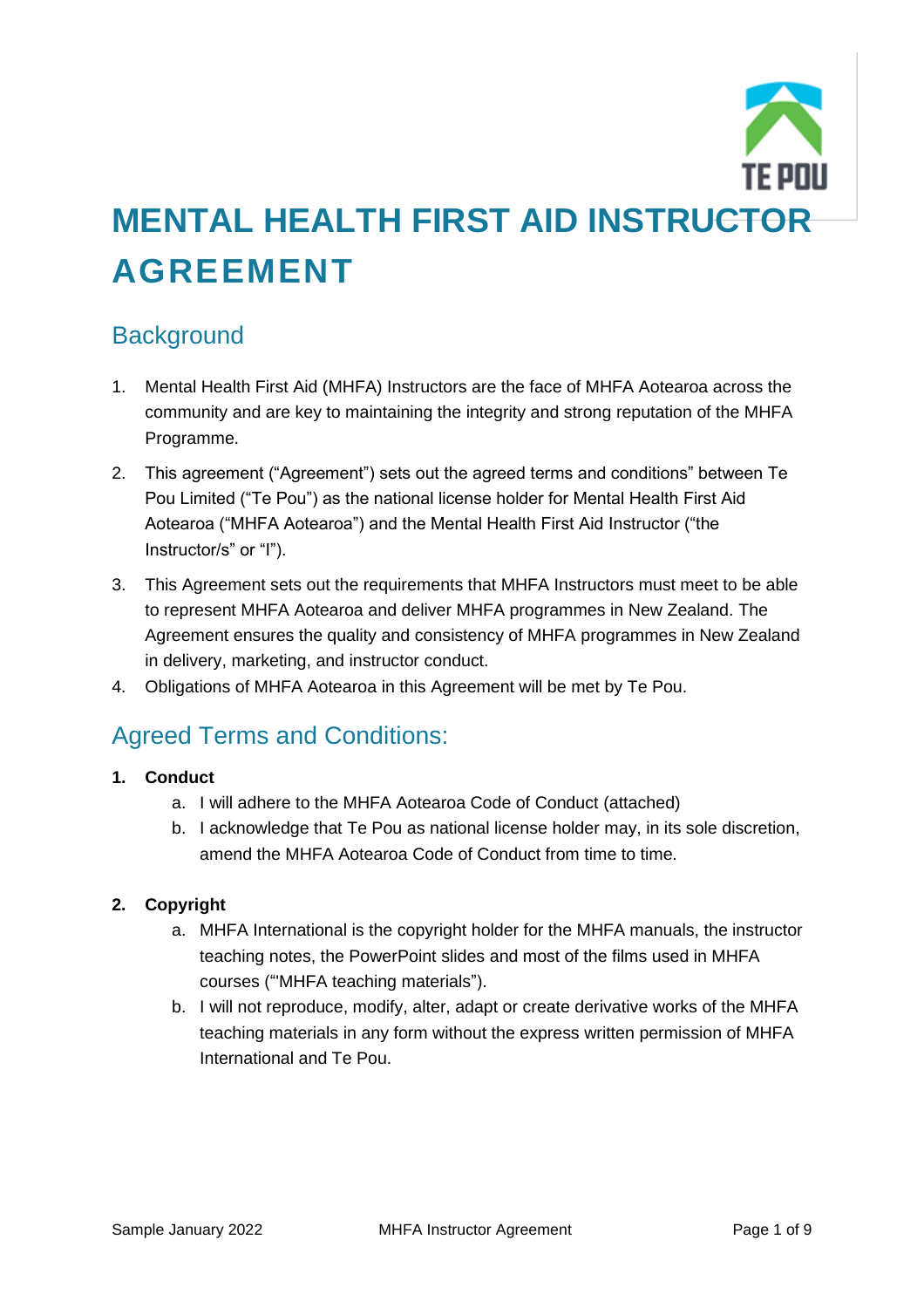# MENTAL HEALTH FIRST AID INSTRUCTOR AGREEMENT

## Background

1. Mental Health First Aid (MHFA) Instructors are the face of MHFA Aotearoa across the community and are key to maintaining the integrity and strong reputation of the MHFA Programme.
2. This agreement ("Agreement") sets out the agreed terms and conditions" between Te Pou Limited ("Te Pou") as the national license holder for Mental Health First Aid Aotearoa ("MHFA Aotearoa") and the Mental Health First Aid Instructor ("the Instructor/s" or "I").
3. This Agreement sets out the requirements that MHFA Instructors must meet to be able to represent MHFA Aotearoa and deliver MHFA programmes in New Zealand. The Agreement ensures the quality and consistency of MHFA programmes in New Zealand in delivery, marketing, and instructor conduct.
4. Obligations of MHFA Aotearoa in this Agreement will be met by Te Pou.

## Agreed Terms and Conditions:

**1. Conduct**

a. I will adhere to the MHFA Aotearoa Code of Conduct (attached)

b. I acknowledge that Te Pou as national license holder may, in its sole discretion, amend the MHFA Aotearoa Code of Conduct from time to time.

**2. Copyright**

a. MHFA International is the copyright holder for the MHFA manuals, the instructor teaching notes, the PowerPoint slides and most of the films used in MHFA courses ("'MHFA teaching materials").

b. I will not reproduce, modify, alter, adapt or create derivative works of the MHFA teaching materials in any form without the express written permission of MHFA International and Te Pou.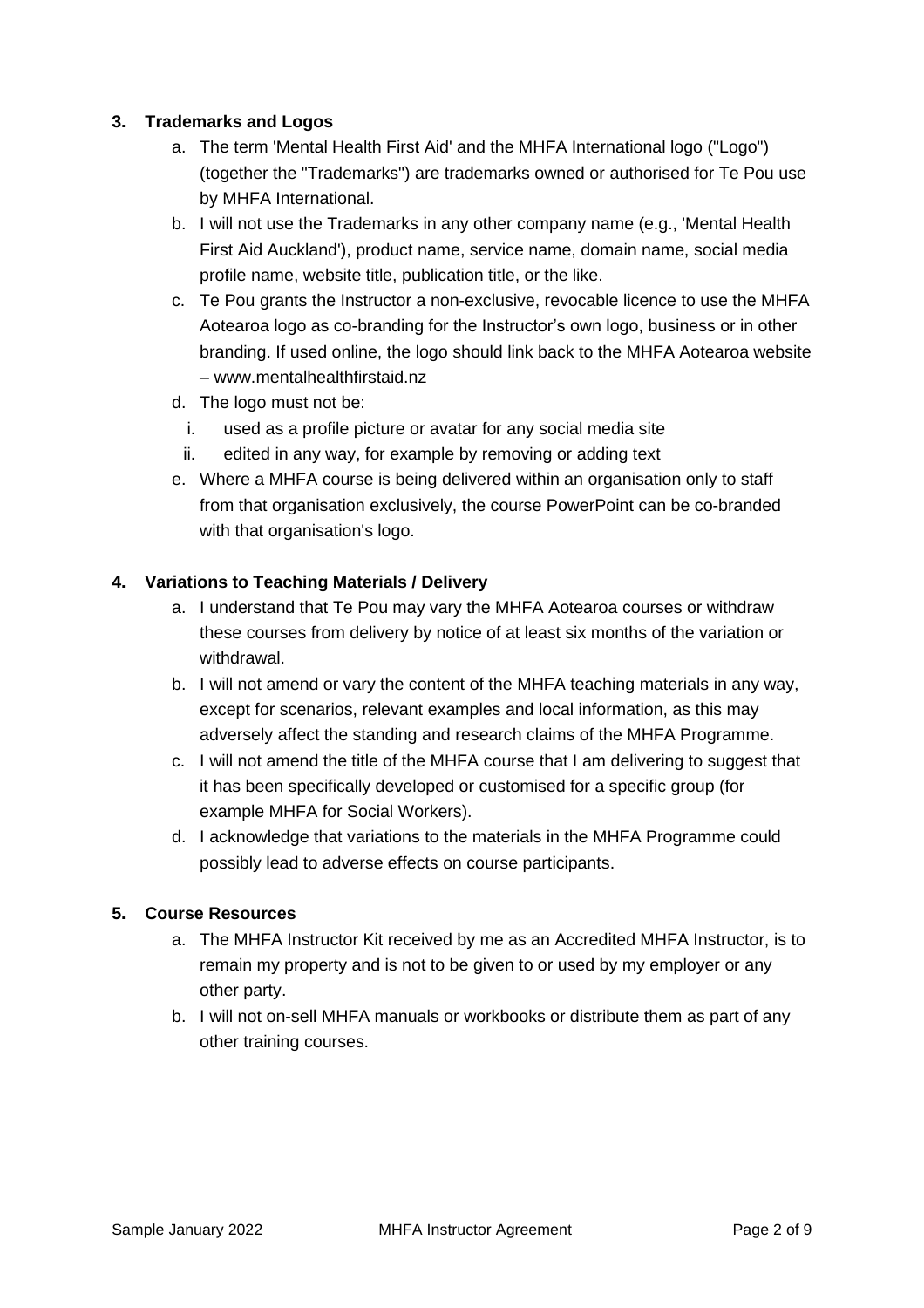**3. Trademarks and Logos**

a. The term 'Mental Health First Aid' and the MHFA International logo ("Logo") (together the "Trademarks") are trademarks owned or authorised for Te Pou use by MHFA International.

b. I will not use the Trademarks in any other company name (e.g., 'Mental Health First Aid Auckland'), product name, service name, domain name, social media profile name, website title, publication title, or the like.

c. Te Pou grants the Instructor a non-exclusive, revocable licence to use the MHFA Aotearoa logo as co-branding for the Instructor's own logo, business or in other branding. If used online, the logo should link back to the MHFA Aotearoa website – www.mentalhealthfirstaid.nz

d. The logo must not be:

   i. used as a profile picture or avatar for any social media site

   ii. edited in any way, for example by removing or adding text

e. Where a MHFA course is being delivered within an organisation only to staff from that organisation exclusively, the course PowerPoint can be co-branded with that organisation's logo.

**4. Variations to Teaching Materials / Delivery**

a. I understand that Te Pou may vary the MHFA Aotearoa courses or withdraw these courses from delivery by notice of at least six months of the variation or withdrawal.

b. I will not amend or vary the content of the MHFA teaching materials in any way, except for scenarios, relevant examples and local information, as this may adversely affect the standing and research claims of the MHFA Programme.

c. I will not amend the title of the MHFA course that I am delivering to suggest that it has been specifically developed or customised for a specific group (for example MHFA for Social Workers).

d. I acknowledge that variations to the materials in the MHFA Programme could possibly lead to adverse effects on course participants.

**5. Course Resources**

a. The MHFA Instructor Kit received by me as an Accredited MHFA Instructor, is to remain my property and is not to be given to or used by my employer or any other party.

b. I will not on-sell MHFA manuals or workbooks or distribute them as part of any other training courses.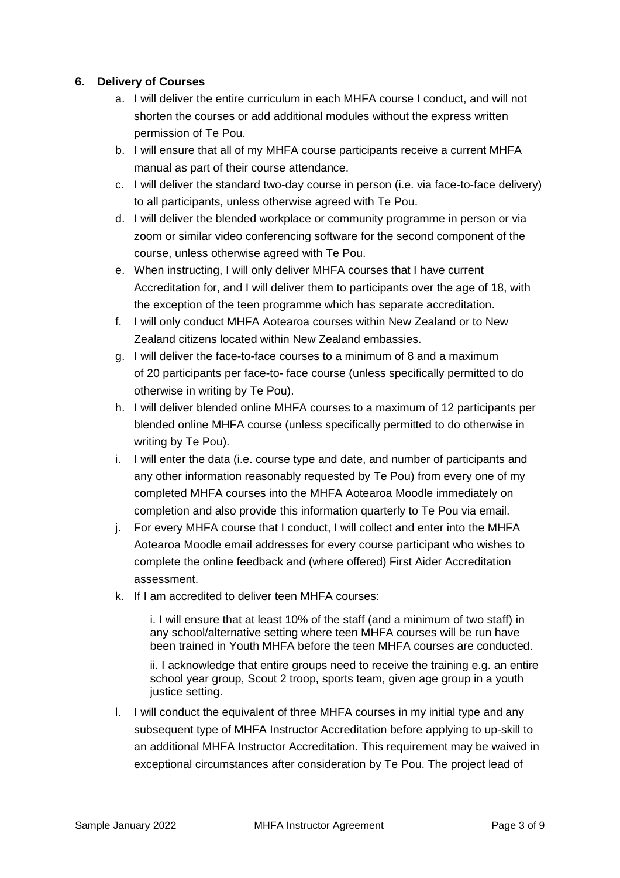## 6. Delivery of Courses

a. I will deliver the entire curriculum in each MHFA course I conduct, and will not shorten the courses or add additional modules without the express written permission of Te Pou.

b. I will ensure that all of my MHFA course participants receive a current MHFA manual as part of their course attendance.

c. I will deliver the standard two-day course in person (i.e. via face-to-face delivery) to all participants, unless otherwise agreed with Te Pou.

d. I will deliver the blended workplace or community programme in person or via zoom or similar video conferencing software for the second component of the course, unless otherwise agreed with Te Pou.

e. When instructing, I will only deliver MHFA courses that I have current Accreditation for, and I will deliver them to participants over the age of 18, with the exception of the teen programme which has separate accreditation.

f. I will only conduct MHFA Aotearoa courses within New Zealand or to New Zealand citizens located within New Zealand embassies.

g. I will deliver the face-to-face courses to a minimum of 8 and a maximum of 20 participants per face-to- face course (unless specifically permitted to do otherwise in writing by Te Pou).

h. I will deliver blended online MHFA courses to a maximum of 12 participants per blended online MHFA course (unless specifically permitted to do otherwise in writing by Te Pou).

i. I will enter the data (i.e. course type and date, and number of participants and any other information reasonably requested by Te Pou) from every one of my completed MHFA courses into the MHFA Aotearoa Moodle immediately on completion and also provide this information quarterly to Te Pou via email.

j. For every MHFA course that I conduct, I will collect and enter into the MHFA Aotearoa Moodle email addresses for every course participant who wishes to complete the online feedback and (where offered) First Aider Accreditation assessment.

k. If I am accredited to deliver teen MHFA courses:

   i. I will ensure that at least 10% of the staff (and a minimum of two staff) in any school/alternative setting where teen MHFA courses will be run have been trained in Youth MHFA before the teen MHFA courses are conducted.

   ii. I acknowledge that entire groups need to receive the training e.g. an entire school year group, Scout 2 troop, sports team, given age group in a youth justice setting.

l. I will conduct the equivalent of three MHFA courses in my initial type and any subsequent type of MHFA Instructor Accreditation before applying to up-skill to an additional MHFA Instructor Accreditation. This requirement may be waived in exceptional circumstances after consideration by Te Pou. The project lead of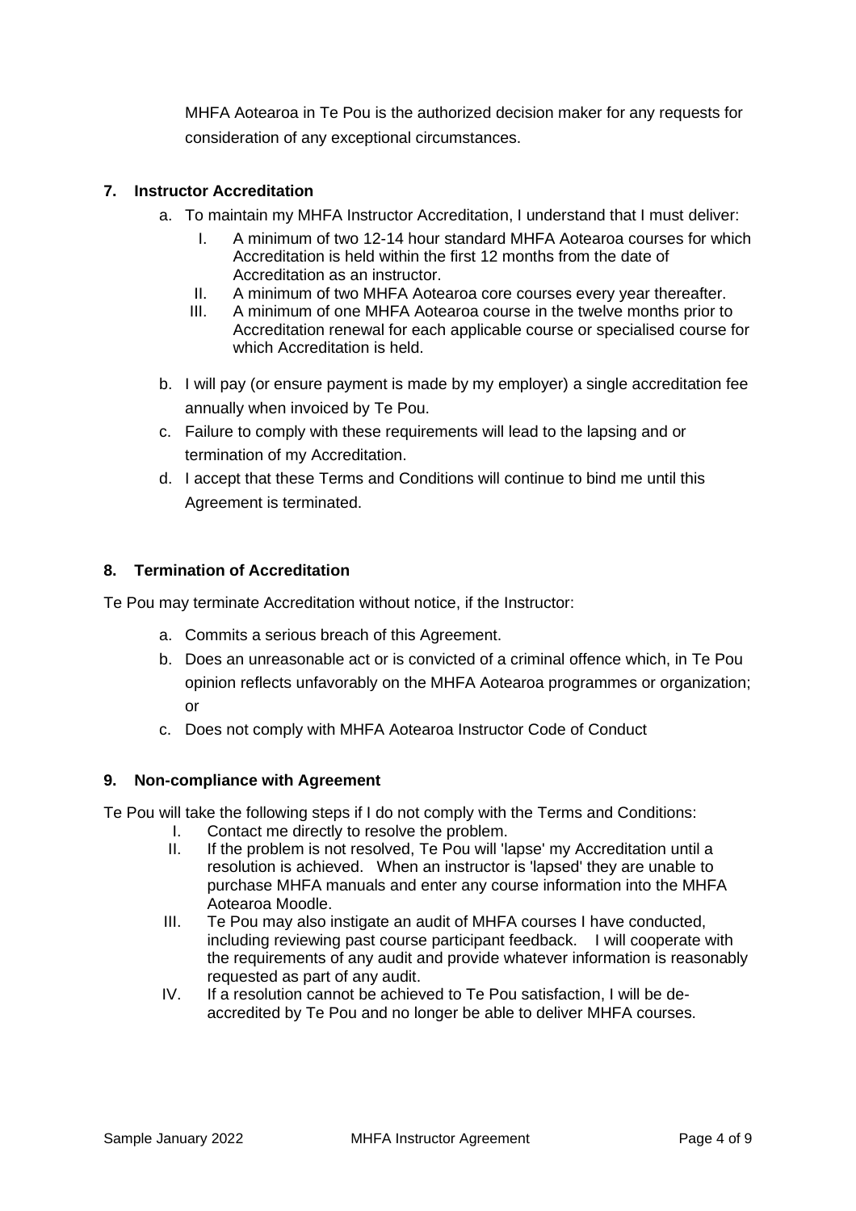MHFA Aotearoa in Te Pou is the authorized decision maker for any requests for consideration of any exceptional circumstances.

## 7. Instructor Accreditation

a. To maintain my MHFA Instructor Accreditation, I understand that I must deliver:
   I. A minimum of two 12-14 hour standard MHFA Aotearoa courses for which Accreditation is held within the first 12 months from the date of Accreditation as an instructor.
   II. A minimum of two MHFA Aotearoa core courses every year thereafter.
   III. A minimum of one MHFA Aotearoa course in the twelve months prior to Accreditation renewal for each applicable course or specialised course for which Accreditation is held.

b. I will pay (or ensure payment is made by my employer) a single accreditation fee annually when invoiced by Te Pou.

c. Failure to comply with these requirements will lead to the lapsing and or termination of my Accreditation.

d. I accept that these Terms and Conditions will continue to bind me until this Agreement is terminated.

## 8. Termination of Accreditation

Te Pou may terminate Accreditation without notice, if the Instructor:

a. Commits a serious breach of this Agreement.

b. Does an unreasonable act or is convicted of a criminal offence which, in Te Pou opinion reflects unfavorably on the MHFA Aotearoa programmes or organization; or

c. Does not comply with MHFA Aotearoa Instructor Code of Conduct

## 9. Non-compliance with Agreement

Te Pou will take the following steps if I do not comply with the Terms and Conditions:

I. Contact me directly to resolve the problem.
II. If the problem is not resolved, Te Pou will 'lapse' my Accreditation until a resolution is achieved. When an instructor is 'lapsed' they are unable to purchase MHFA manuals and enter any course information into the MHFA Aotearoa Moodle.
III. Te Pou may also instigate an audit of MHFA courses I have conducted, including reviewing past course participant feedback. I will cooperate with the requirements of any audit and provide whatever information is reasonably requested as part of any audit.
IV. If a resolution cannot be achieved to Te Pou satisfaction, I will be de-accredited by Te Pou and no longer be able to deliver MHFA courses.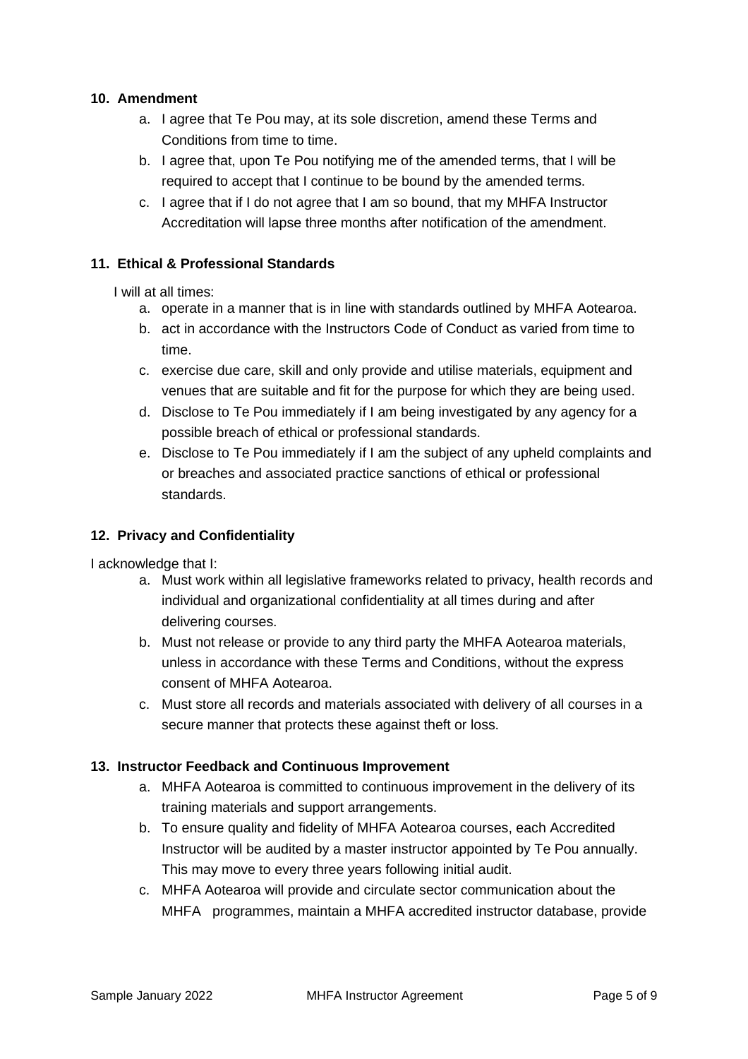### 10. Amendment

a. I agree that Te Pou may, at its sole discretion, amend these Terms and Conditions from time to time.
b. I agree that, upon Te Pou notifying me of the amended terms, that I will be required to accept that I continue to be bound by the amended terms.
c. I agree that if I do not agree that I am so bound, that my MHFA Instructor Accreditation will lapse three months after notification of the amendment.

### 11. Ethical & Professional Standards

I will at all times:

a. operate in a manner that is in line with standards outlined by MHFA Aotearoa.
b. act in accordance with the Instructors Code of Conduct as varied from time to time.
c. exercise due care, skill and only provide and utilise materials, equipment and venues that are suitable and fit for the purpose for which they are being used.
d. Disclose to Te Pou immediately if I am being investigated by any agency for a possible breach of ethical or professional standards.
e. Disclose to Te Pou immediately if I am the subject of any upheld complaints and or breaches and associated practice sanctions of ethical or professional standards.

### 12. Privacy and Confidentiality

I acknowledge that I:

a. Must work within all legislative frameworks related to privacy, health records and individual and organizational confidentiality at all times during and after delivering courses.
b. Must not release or provide to any third party the MHFA Aotearoa materials, unless in accordance with these Terms and Conditions, without the express consent of MHFA Aotearoa.
c. Must store all records and materials associated with delivery of all courses in a secure manner that protects these against theft or loss.

### 13. Instructor Feedback and Continuous Improvement

a. MHFA Aotearoa is committed to continuous improvement in the delivery of its training materials and support arrangements.
b. To ensure quality and fidelity of MHFA Aotearoa courses, each Accredited Instructor will be audited by a master instructor appointed by Te Pou annually. This may move to every three years following initial audit.
c. MHFA Aotearoa will provide and circulate sector communication about the MHFA programmes, maintain a MHFA accredited instructor database, provide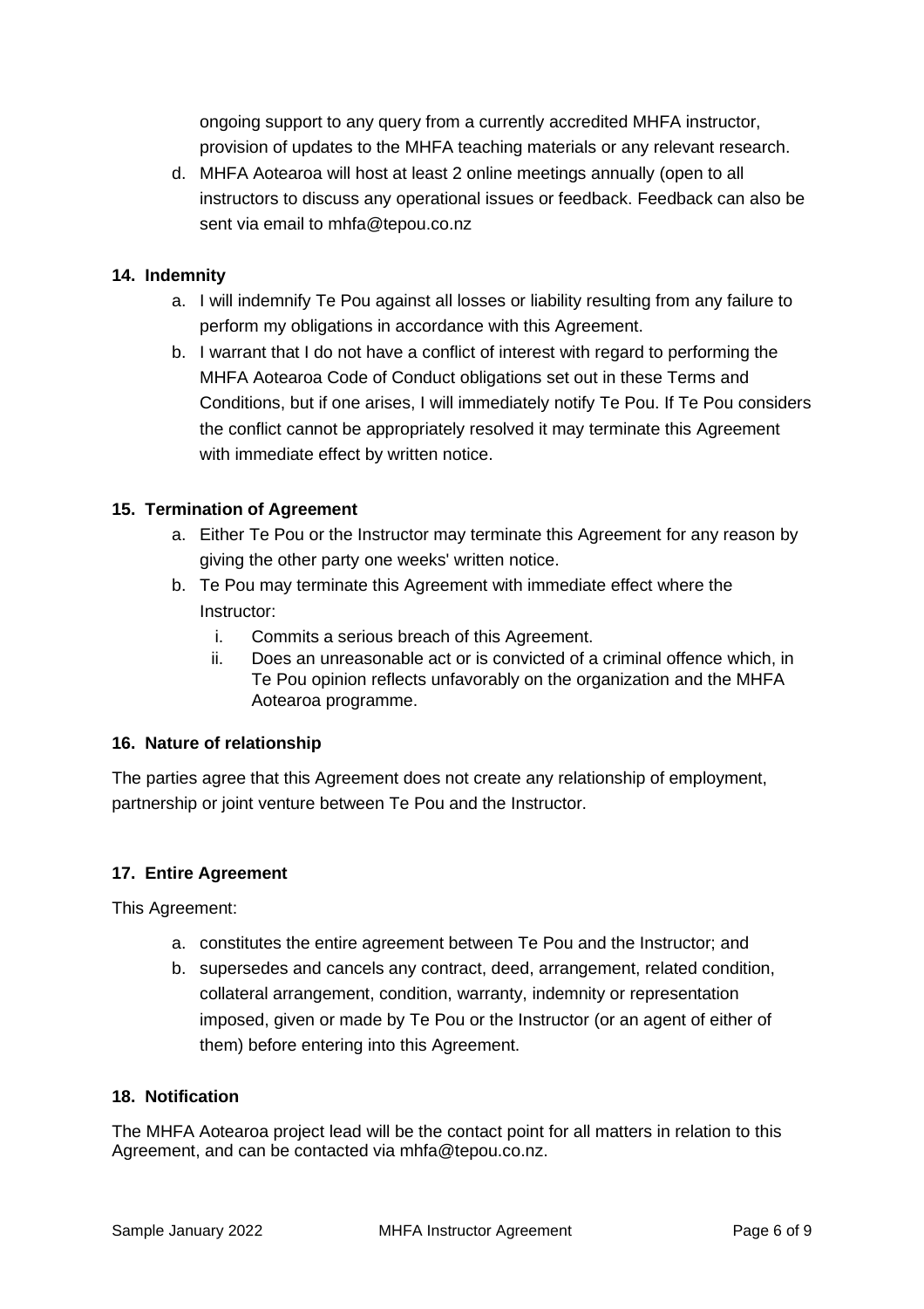ongoing support to any query from a currently accredited MHFA instructor, provision of updates to the MHFA teaching materials or any relevant research.

d. MHFA Aotearoa will host at least 2 online meetings annually (open to all instructors to discuss any operational issues or feedback. Feedback can also be sent via email to mhfa@tepou.co.nz

**14. Indemnity**

a. I will indemnify Te Pou against all losses or liability resulting from any failure to perform my obligations in accordance with this Agreement.

b. I warrant that I do not have a conflict of interest with regard to performing the MHFA Aotearoa Code of Conduct obligations set out in these Terms and Conditions, but if one arises, I will immediately notify Te Pou. If Te Pou considers the conflict cannot be appropriately resolved it may terminate this Agreement with immediate effect by written notice.

**15. Termination of Agreement**

a. Either Te Pou or the Instructor may terminate this Agreement for any reason by giving the other party one weeks' written notice.

b. Te Pou may terminate this Agreement with immediate effect where the Instructor:

   i. Commits a serious breach of this Agreement.

   ii. Does an unreasonable act or is convicted of a criminal offence which, in Te Pou opinion reflects unfavorably on the organization and the MHFA Aotearoa programme.

**16. Nature of relationship**

The parties agree that this Agreement does not create any relationship of employment, partnership or joint venture between Te Pou and the Instructor.

**17. Entire Agreement**

This Agreement:

a. constitutes the entire agreement between Te Pou and the Instructor; and

b. supersedes and cancels any contract, deed, arrangement, related condition, collateral arrangement, condition, warranty, indemnity or representation imposed, given or made by Te Pou or the Instructor (or an agent of either of them) before entering into this Agreement.

**18. Notification**

The MHFA Aotearoa project lead will be the contact point for all matters in relation to this Agreement, and can be contacted via mhfa@tepou.co.nz.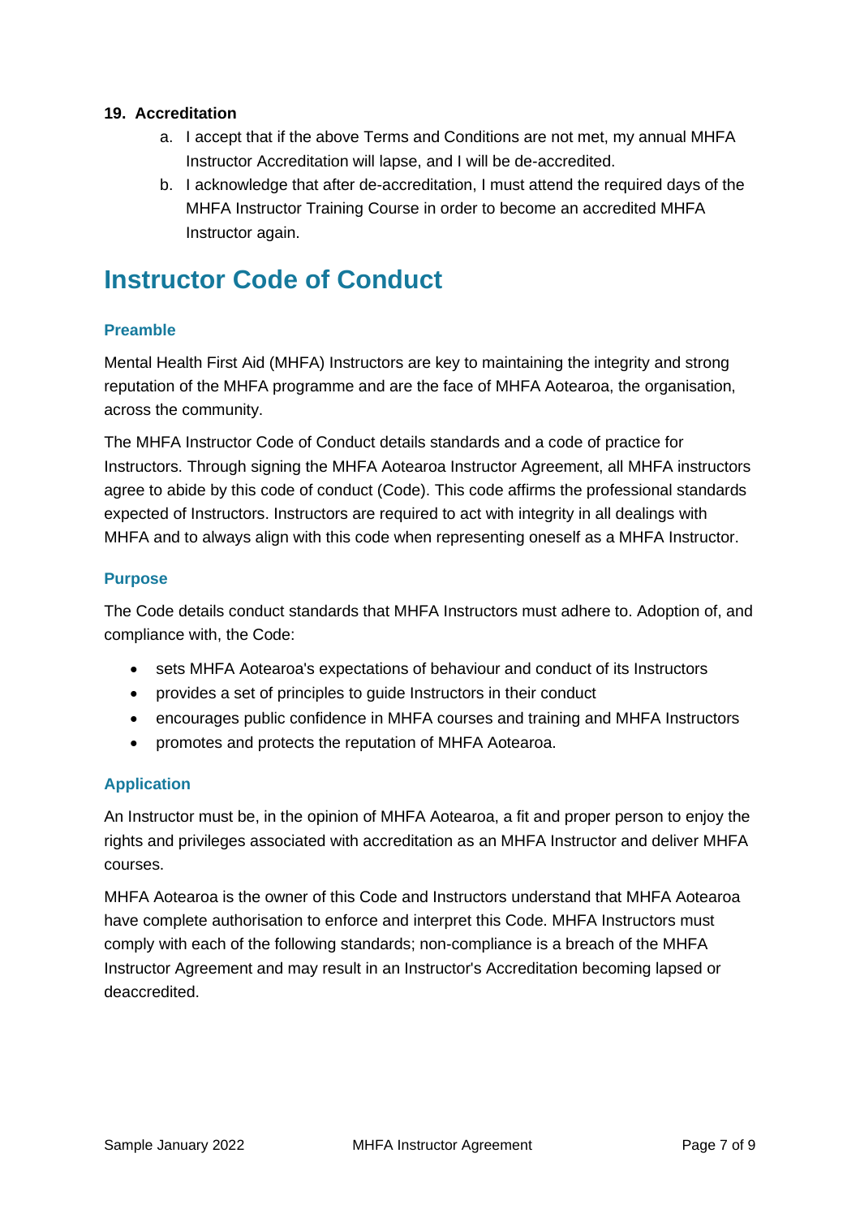**19. Accreditation**

a. I accept that if the above Terms and Conditions are not met, my annual MHFA Instructor Accreditation will lapse, and I will be de-accredited.

b. I acknowledge that after de-accreditation, I must attend the required days of the MHFA Instructor Training Course in order to become an accredited MHFA Instructor again.

# Instructor Code of Conduct

### Preamble

Mental Health First Aid (MHFA) Instructors are key to maintaining the integrity and strong reputation of the MHFA programme and are the face of MHFA Aotearoa, the organisation, across the community.

The MHFA Instructor Code of Conduct details standards and a code of practice for Instructors. Through signing the MHFA Aotearoa Instructor Agreement, all MHFA instructors agree to abide by this code of conduct (Code). This code affirms the professional standards expected of Instructors. Instructors are required to act with integrity in all dealings with MHFA and to always align with this code when representing oneself as a MHFA Instructor.

### Purpose

The Code details conduct standards that MHFA Instructors must adhere to. Adoption of, and compliance with, the Code:

- sets MHFA Aotearoa's expectations of behaviour and conduct of its Instructors
- provides a set of principles to guide Instructors in their conduct
- encourages public confidence in MHFA courses and training and MHFA Instructors
- promotes and protects the reputation of MHFA Aotearoa.

### Application

An Instructor must be, in the opinion of MHFA Aotearoa, a fit and proper person to enjoy the rights and privileges associated with accreditation as an MHFA Instructor and deliver MHFA courses.

MHFA Aotearoa is the owner of this Code and Instructors understand that MHFA Aotearoa have complete authorisation to enforce and interpret this Code. MHFA Instructors must comply with each of the following standards; non-compliance is a breach of the MHFA Instructor Agreement and may result in an Instructor's Accreditation becoming lapsed or deaccredited.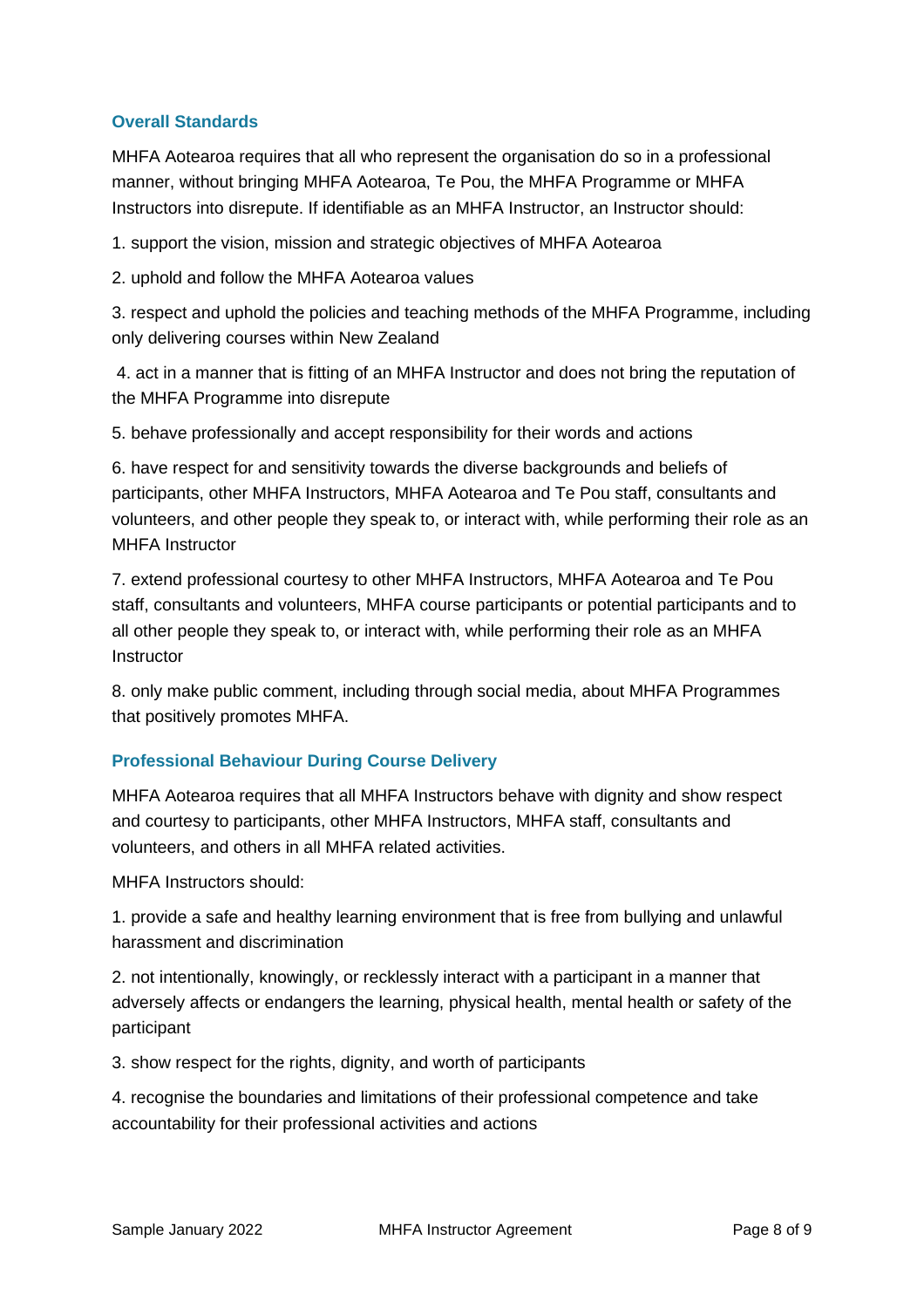## Overall Standards

MHFA Aotearoa requires that all who represent the organisation do so in a professional manner, without bringing MHFA Aotearoa, Te Pou, the MHFA Programme or MHFA Instructors into disrepute. If identifiable as an MHFA Instructor, an Instructor should:

1. support the vision, mission and strategic objectives of MHFA Aotearoa
2. uphold and follow the MHFA Aotearoa values
3. respect and uphold the policies and teaching methods of the MHFA Programme, including only delivering courses within New Zealand
4. act in a manner that is fitting of an MHFA Instructor and does not bring the reputation of the MHFA Programme into disrepute
5. behave professionally and accept responsibility for their words and actions
6. have respect for and sensitivity towards the diverse backgrounds and beliefs of participants, other MHFA Instructors, MHFA Aotearoa and Te Pou staff, consultants and volunteers, and other people they speak to, or interact with, while performing their role as an MHFA Instructor
7. extend professional courtesy to other MHFA Instructors, MHFA Aotearoa and Te Pou staff, consultants and volunteers, MHFA course participants or potential participants and to all other people they speak to, or interact with, while performing their role as an MHFA Instructor
8. only make public comment, including through social media, about MHFA Programmes that positively promotes MHFA.

## Professional Behaviour During Course Delivery

MHFA Aotearoa requires that all MHFA Instructors behave with dignity and show respect and courtesy to participants, other MHFA Instructors, MHFA staff, consultants and volunteers, and others in all MHFA related activities.

MHFA Instructors should:

1. provide a safe and healthy learning environment that is free from bullying and unlawful harassment and discrimination
2. not intentionally, knowingly, or recklessly interact with a participant in a manner that adversely affects or endangers the learning, physical health, mental health or safety of the participant
3. show respect for the rights, dignity, and worth of participants
4. recognise the boundaries and limitations of their professional competence and take accountability for their professional activities and actions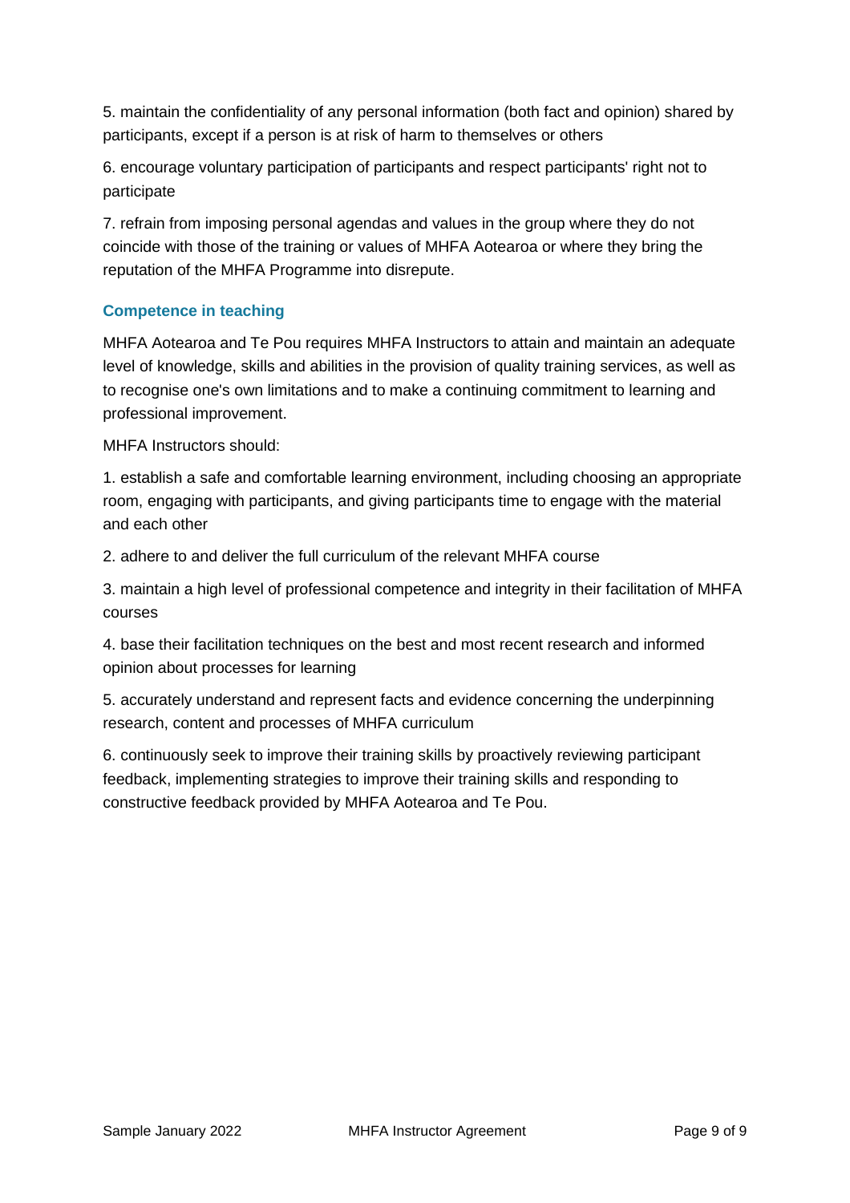5. maintain the confidentiality of any personal information (both fact and opinion) shared by participants, except if a person is at risk of harm to themselves or others

6. encourage voluntary participation of participants and respect participants' right not to participate

7. refrain from imposing personal agendas and values in the group where they do not coincide with those of the training or values of MHFA Aotearoa or where they bring the reputation of the MHFA Programme into disrepute.

### Competence in teaching

MHFA Aotearoa and Te Pou requires MHFA Instructors to attain and maintain an adequate level of knowledge, skills and abilities in the provision of quality training services, as well as to recognise one's own limitations and to make a continuing commitment to learning and professional improvement.

MHFA Instructors should:

1. establish a safe and comfortable learning environment, including choosing an appropriate room, engaging with participants, and giving participants time to engage with the material and each other

2. adhere to and deliver the full curriculum of the relevant MHFA course

3. maintain a high level of professional competence and integrity in their facilitation of MHFA courses

4. base their facilitation techniques on the best and most recent research and informed opinion about processes for learning

5. accurately understand and represent facts and evidence concerning the underpinning research, content and processes of MHFA curriculum

6. continuously seek to improve their training skills by proactively reviewing participant feedback, implementing strategies to improve their training skills and responding to constructive feedback provided by MHFA Aotearoa and Te Pou.